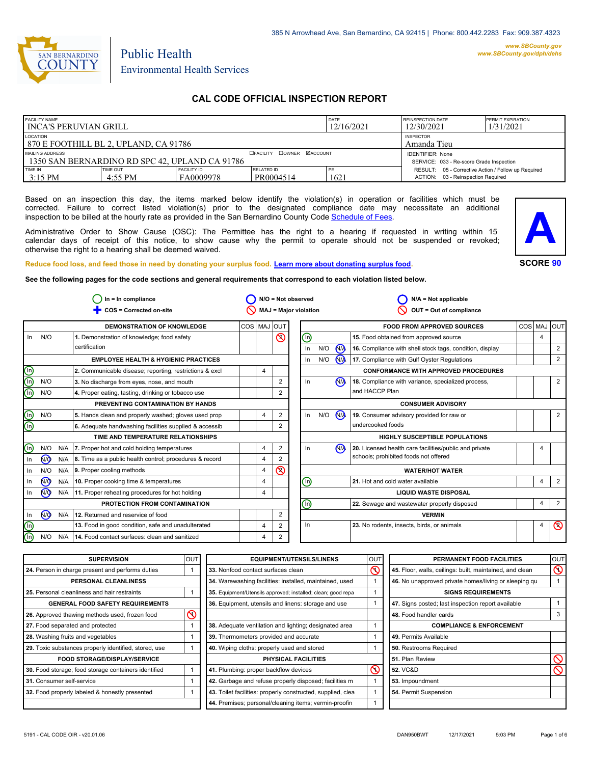385 N Arrowhead Ave, San Bernardino, CA 92415 | Phone: 800.442.2283 Fax: 909.387.4323

SAN BERNARDINO COUNTY

Public Health
Environmental Health Services

www.SBCounty.gov
www.SBCounty.gov/dph/dehs

# CAL CODE OFFICIAL INSPECTION REPORT

| FACILITY NAME | | | | DATE | REINSPECTION DATE | PERMIT EXPIRATION |
|---|---|---|---|---|---|---|
| INCA'S PERUVIAN GRILL | | | | 12/16/2021 | 12/30/2021 | 1/31/2021 |
| LOCATION | | | | | INSPECTOR | |
| 870 E FOOTHILL BL 2, UPLAND, CA 91786 | | | | | Amanda Tieu | |
| MAILING ADDRESS | | | ☐FACILITY ☐OWNER ☑ACCOUNT | | IDENTIFIER: None | |
| 1350 SAN BERNARDINO RD SPC 42, UPLAND CA 91786 | | | | | SERVICE: 033 - Re-score Grade Inspection | |
| TIME IN | TIME OUT | FACILITY ID | RELATED ID | PE | RESULT: 05 - Corrective Action / Follow up Required | |
| 3:15 PM | 4:55 PM | FA0009978 | PR0004514 | 1621 | ACTION: 03 - Reinspection Required | |

Based on an inspection this day, the items marked below identify the violation(s) in operation or facilities which must be corrected. Failure to correct listed violation(s) prior to the designated compliance date may necessitate an additional inspection to be billed at the hourly rate as provided in the San Bernardino County Code Schedule of Fees.

Administrative Order to Show Cause (OSC): The Permittee has the right to a hearing if requested in writing within 15 calendar days of receipt of this notice, to show cause why the permit to operate should not be suspended or revoked; otherwise the right to a hearing shall be deemed waived.

**A**

**SCORE 90**

Reduce food loss, and feed those in need by donating your surplus food. Learn more about donating surplus food.

**See the following pages for the code sections and general requirements that correspond to each violation listed below.**

In = In compliance | N/O = Not observed | N/A = Not applicable
COS = Corrected on-site | MAJ = Major violation | OUT = Out of compliance

| | | | DEMONSTRATION OF KNOWLEDGE | COS | MAJ | OUT |
|---|---|---|---|---|---|---|
| In | N/O | | 1. Demonstration of knowledge; food safety certification | | | ⊘ 2 |
| | | | **EMPLOYEE HEALTH & HYGIENIC PRACTICES** | | | |
| ⓘIn | | | 2. Communicable disease; reporting, restrictions & excl | | 4 | |
| ⓘIn | N/O | | 3. No discharge from eyes, nose, and mouth | | | 2 |
| ⓘIn | N/O | | 4. Proper eating, tasting, drinking or tobacco use | | | 2 |
| | | | **PREVENTING CONTAMINATION BY HANDS** | | | |
| ⓘIn | N/O | | 5. Hands clean and properly washed; gloves used prop | | 4 | 2 |
| ⓘIn | | | 6. Adequate handwashing facilities supplied & accessib | | | 2 |
| | | | **TIME AND TEMPERATURE RELATIONSHIPS** | | | |
| ⓘIn | N/O | N/A | 7. Proper hot and cold holding temperatures | | 4 | 2 |
| In | ⓘN/O | N/A | 8. Time as a public health control; procedures & record | | 4 | 2 |
| In | N/O | N/A | 9. Proper cooling methods | | 4 | ⊘ 2 |
| In | ⓘN/O | N/A | 10. Proper cooking time & temperatures | | 4 | |
| In | ⓘN/O | N/A | 11. Proper reheating procedures for hot holding | | 4 | |
| | | | **PROTECTION FROM CONTAMINATION** | | | |
| In | ⓘN/O | N/A | 12. Returned and reservice of food | | | 2 |
| ⓘIn | | | 13. Food in good condition, safe and unadulterated | | 4 | 2 |
| ⓘIn | N/O | N/A | 14. Food contact surfaces: clean and sanitized | | 4 | 2 |

| | | | FOOD FROM APPROVED SOURCES | COS | MAJ | OUT |
|---|---|---|---|---|---|---|
| ⓘIn | | | 15. Food obtained from approved source | | 4 | |
| In | N/O | ⓘN/A | 16. Compliance with shell stock tags, condition, display | | | 2 |
| In | N/O | ⓘN/A | 17. Compliance with Gulf Oyster Regulations | | | 2 |
| | | | **CONFORMANCE WITH APPROVED PROCEDURES** | | | |
| In | | ⓘN/A | 18. Compliance with variance, specialized process, and HACCP Plan | | | 2 |
| | | | **CONSUMER ADVISORY** | | | |
| In | N/O | ⓘN/A | 19. Consumer advisory provided for raw or undercooked foods | | | 2 |
| | | | **HIGHLY SUSCEPTIBLE POPULATIONS** | | | |
| In | | ⓘN/A | 20. Licensed health care facilities/public and private schools; prohibited foods not offered | | 4 | |
| | | | **WATER/HOT WATER** | | | |
| ⓘIn | | | 21. Hot and cold water available | | 4 | 2 |
| | | | **LIQUID WASTE DISPOSAL** | | | |
| ⓘIn | | | 22. Sewage and wastewater properly disposed | | 4 | 2 |
| | | | **VERMIN** | | | |
| In | | | 23. No rodents, insects, birds, or animals | | 4 | ⊘ 2 |

| SUPERVISION | OUT |
|---|---|
| 24. Person in charge present and performs duties | 1 |
| **PERSONAL CLEANLINESS** | |
| 25. Personal cleanliness and hair restraints | 1 |
| **GENERAL FOOD SAFETY REQUIREMENTS** | |
| 26. Approved thawing methods used, frozen food | ⊘ 1 |
| 27. Food separated and protected | 1 |
| 28. Washing fruits and vegetables | 1 |
| 29. Toxic substances properly identified, stored, use | 1 |
| **FOOD STORAGE/DISPLAY/SERVICE** | |
| 30. Food storage; food storage containers identified | 1 |
| 31. Consumer self-service | 1 |
| 32. Food properly labeled & honestly presented | 1 |

| EQUIPMENT/UTENSILS/LINENS | OUT |
|---|---|
| 33. Nonfood contact surfaces clean | ⊘ 1 |
| 34. Warewashing facilities: installed, maintained, used | 1 |
| 35. Equipment/Utensils approved; installed; clean; good repa | 1 |
| 36. Equipment, utensils and linens: storage and use | 1 |
| 38. Adequate ventilation and lighting; designated area | 1 |
| 39. Thermometers provided and accurate | 1 |
| 40. Wiping cloths: properly used and stored | 1 |
| **PHYSICAL FACILITIES** | |
| 41. Plumbing: proper backflow devices | ⊘ 1 |
| 42. Garbage and refuse properly disposed; facilities m | 1 |
| 43. Toilet facilities: properly constructed, supplied, clea | 1 |
| 44. Premises; personal/cleaning items; vermin-proofin | 1 |

| PERMANENT FOOD FACILITIES | OUT |
|---|---|
| 45. Floor, walls, ceilings: built, maintained, and clean | ⊘ 1 |
| 46. No unapproved private homes/living or sleeping qu | 1 |
| **SIGNS REQUIREMENTS** | |
| 47. Signs posted; last inspection report available | 1 |
| 48. Food handler cards | 3 |
| **COMPLIANCE & ENFORCEMENT** | |
| 49. Permits Available | |
| 50. Restrooms Required | |
| 51. Plan Review | ⊘ |
| 52. VC&D | ⊘ |
| 53. Impoundment | |
| 54. Permit Suspension | |

5191 - CAL CODE OIR - v20.01.06 DAN950BWT 12/17/2021 5:03 PM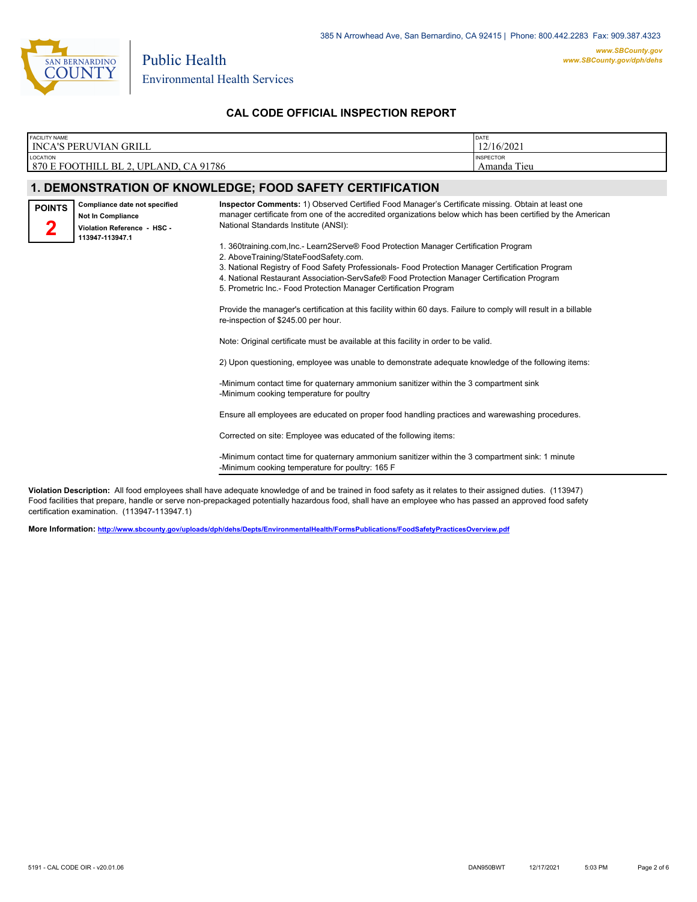385 N Arrowhead Ave, San Bernardino, CA 92415 | Phone: 800.442.2283 Fax: 909.387.4323

**www.SBCounty.gov**
**www.SBCounty.gov/dph/dehs**

Public Health
Environmental Health Services

## CAL CODE OFFICIAL INSPECTION REPORT

| FACILITY NAME | DATE |
|---|---|
| INCA'S PERUVIAN GRILL | 12/16/2021 |
| **LOCATION** | **INSPECTOR** |
| 870 E FOOTHILL BL 2, UPLAND, CA 91786 | Amanda Tieu |

## 1. DEMONSTRATION OF KNOWLEDGE; FOOD SAFETY CERTIFICATION

**POINTS**
**2**

**Compliance date not specified**
**Not In Compliance**
**Violation Reference - HSC - 113947-113947.1**

**Inspector Comments:** 1) Observed Certified Food Manager's Certificate missing. Obtain at least one manager certificate from one of the accredited organizations below which has been certified by the American National Standards Institute (ANSI):

1. 360training.com,Inc.- Learn2Serve® Food Protection Manager Certification Program
2. AboveTraining/StateFoodSafety.com.
3. National Registry of Food Safety Professionals- Food Protection Manager Certification Program
4. National Restaurant Association-ServSafe® Food Protection Manager Certification Program
5. Prometric Inc.- Food Protection Manager Certification Program

Provide the manager's certification at this facility within 60 days. Failure to comply will result in a billable re-inspection of $245.00 per hour.

Note: Original certificate must be available at this facility in order to be valid.

2) Upon questioning, employee was unable to demonstrate adequate knowledge of the following items:

-Minimum contact time for quaternary ammonium sanitizer within the 3 compartment sink
-Minimum cooking temperature for poultry

Ensure all employees are educated on proper food handling practices and warewashing procedures.

Corrected on site: Employee was educated of the following items:

-Minimum contact time for quaternary ammonium sanitizer within the 3 compartment sink: 1 minute
-Minimum cooking temperature for poultry: 165 F

**Violation Description:** All food employees shall have adequate knowledge of and be trained in food safety as it relates to their assigned duties. (113947) Food facilities that prepare, handle or serve non-prepackaged potentially hazardous food, shall have an employee who has passed an approved food safety certification examination. (113947-113947.1)

**More Information:** http://www.sbcounty.gov/uploads/dph/dehs/Depts/EnvironmentalHealth/FormsPublications/FoodSafetyPracticesOverview.pdf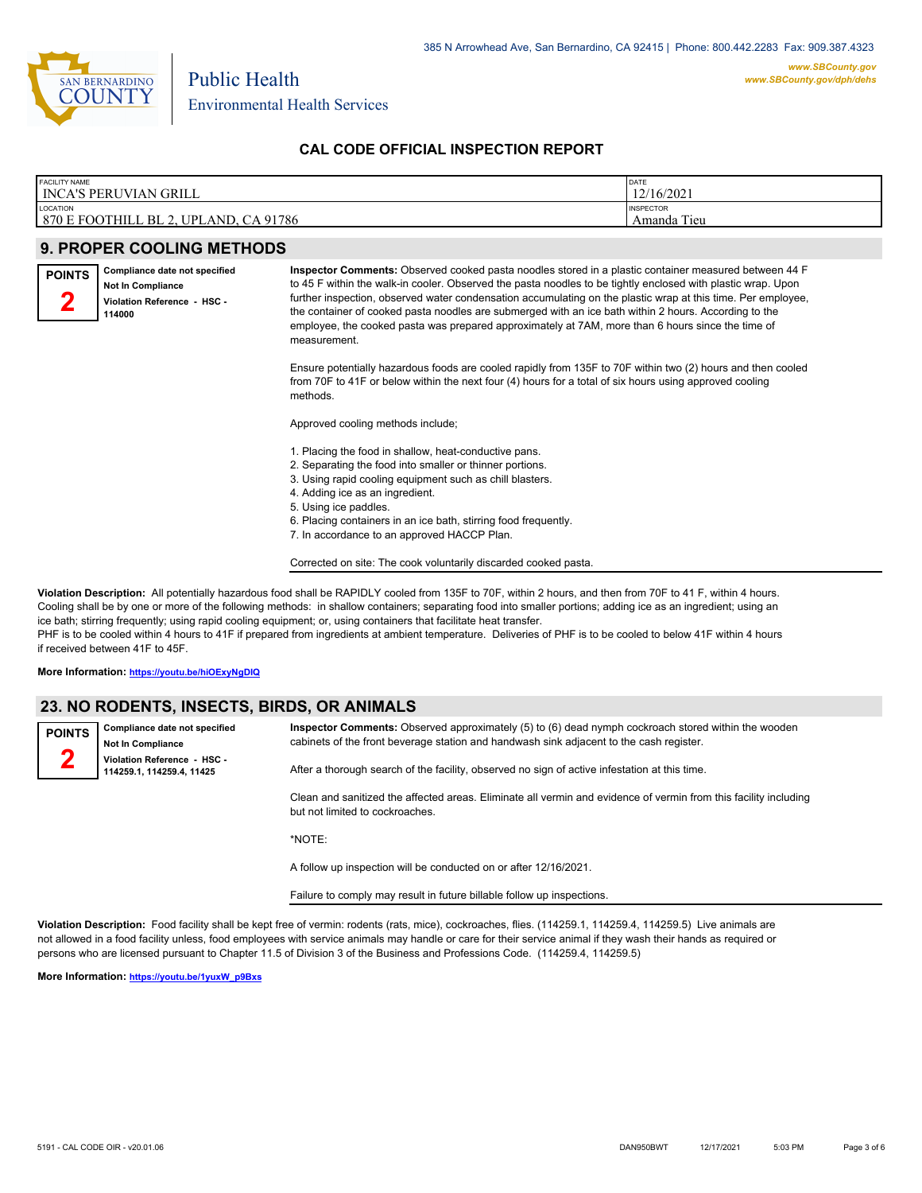385 N Arrowhead Ave, San Bernardino, CA 92415 | Phone: 800.442.2283 Fax: 909.387.4323

www.SBCounty.gov
www.SBCounty.gov/dph/dehs

Public Health
Environmental Health Services

## CAL CODE OFFICIAL INSPECTION REPORT

| FACILITY NAME | DATE |
|---|---|
| INCA'S PERUVIAN GRILL | 12/16/2021 |
| **LOCATION** | **INSPECTOR** |
| 870 E FOOTHILL BL 2, UPLAND, CA 91786 | Amanda Tieu |

## 9. PROPER COOLING METHODS

**POINTS 2**

**Compliance date not specified**
**Not In Compliance**
**Violation Reference - HSC - 114000**

**Inspector Comments:** Observed cooked pasta noodles stored in a plastic container measured between 44 F to 45 F within the walk-in cooler. Observed the pasta noodles to be tightly enclosed with plastic wrap. Upon further inspection, observed water condensation accumulating on the plastic wrap at this time. Per employee, the container of cooked pasta noodles are submerged with an ice bath within 2 hours. According to the employee, the cooked pasta was prepared approximately at 7AM, more than 6 hours since the time of measurement.

Ensure potentially hazardous foods are cooled rapidly from 135F to 70F within two (2) hours and then cooled from 70F to 41F or below within the next four (4) hours for a total of six hours using approved cooling methods.

Approved cooling methods include;

1. Placing the food in shallow, heat-conductive pans.
2. Separating the food into smaller or thinner portions.
3. Using rapid cooling equipment such as chill blasters.
4. Adding ice as an ingredient.
5. Using ice paddles.
6. Placing containers in an ice bath, stirring food frequently.
7. In accordance to an approved HACCP Plan.

Corrected on site: The cook voluntarily discarded cooked pasta.

**Violation Description:** All potentially hazardous food shall be RAPIDLY cooled from 135F to 70F, within 2 hours, and then from 70F to 41 F, within 4 hours. Cooling shall be by one or more of the following methods: in shallow containers; separating food into smaller portions; adding ice as an ingredient; using an ice bath; stirring frequently; using rapid cooling equipment; or, using containers that facilitate heat transfer.
PHF is to be cooled within 4 hours to 41F if prepared from ingredients at ambient temperature. Deliveries of PHF is to be cooled to below 41F within 4 hours if received between 41F to 45F.

**More Information:** https://youtu.be/hiOExyNgDIQ

## 23. NO RODENTS, INSECTS, BIRDS, OR ANIMALS

**POINTS 2**

**Compliance date not specified**
**Not In Compliance**
**Violation Reference - HSC - 114259.1, 114259.4, 11425**

**Inspector Comments:** Observed approximately (5) to (6) dead nymph cockroach stored within the wooden cabinets of the front beverage station and handwash sink adjacent to the cash register.

After a thorough search of the facility, observed no sign of active infestation at this time.

Clean and sanitized the affected areas. Eliminate all vermin and evidence of vermin from this facility including but not limited to cockroaches.

*NOTE:

A follow up inspection will be conducted on or after 12/16/2021.

Failure to comply may result in future billable follow up inspections.

**Violation Description:** Food facility shall be kept free of vermin: rodents (rats, mice), cockroaches, flies. (114259.1, 114259.4, 114259.5) Live animals are not allowed in a food facility unless, food employees with service animals may handle or care for their service animal if they wash their hands as required or persons who are licensed pursuant to Chapter 11.5 of Division 3 of the Business and Professions Code. (114259.4, 114259.5)

**More Information:** https://youtu.be/1yuxW_p9Bxs

5191 - CAL CODE OIR - v20.01.06 DAN950BWT 12/17/2021 5:03 PM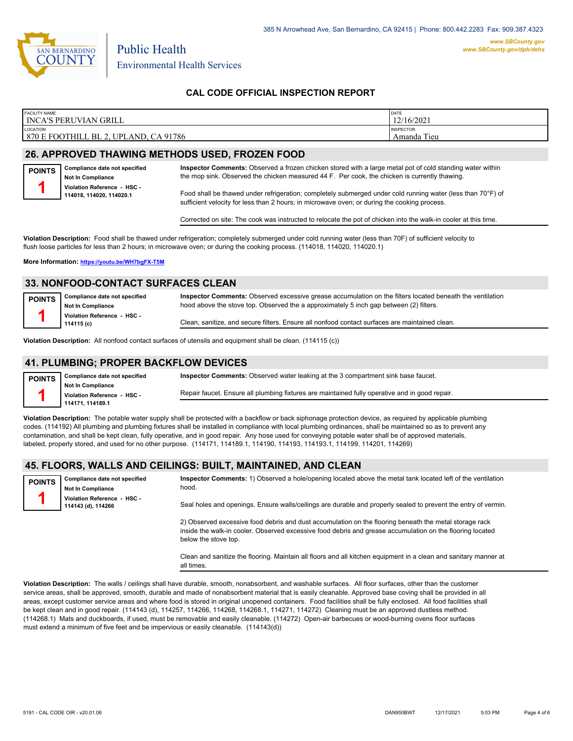385 N Arrowhead Ave, San Bernardino, CA 92415 | Phone: 800.442.2283 Fax: 909.387.4323

**www.SBCounty.gov**
**www.SBCounty.gov/dph/dehs**

Public Health
Environmental Health Services

## CAL CODE OFFICIAL INSPECTION REPORT

| FACILITY NAME | DATE |
|---|---|
| INCA'S PERUVIAN GRILL | 12/16/2021 |
| **LOCATION** | **INSPECTOR** |
| 870 E FOOTHILL BL 2, UPLAND, CA 91786 | Amanda Tieu |

## 26. APPROVED THAWING METHODS USED, FROZEN FOOD

**POINTS** 1

**Compliance date not specified**
**Not In Compliance**
**Violation Reference - HSC - 114018, 114020, 114020.1**

**Inspector Comments:** Observed a frozen chicken stored with a large metal pot of cold standing water within the mop sink. Observed the chicken measured 44 F. Per cook, the chicken is currently thawing.

Food shall be thawed under refrigeration; completely submerged under cold running water (less than 70°F) of sufficient velocity for less than 2 hours; in microwave oven; or during the cooking process.

Corrected on site: The cook was instructed to relocate the pot of chicken into the walk-in cooler at this time.

**Violation Description:** Food shall be thawed under refrigeration; completely submerged under cold running water (less than 70F) of sufficient velocity to flush loose particles for less than 2 hours; in microwave oven; or during the cooking process. (114018, 114020, 114020.1)

**More Information: https://youtu.be/WH7bgFX-T5M**

## 33. NONFOOD-CONTACT SURFACES CLEAN

**POINTS** 1

**Compliance date not specified**
**Not In Compliance**
**Violation Reference - HSC - 114115 (c)**

**Inspector Comments:** Observed excessive grease accumulation on the filters located beneath the ventilation hood above the stove top. Observed the a approximately 5 inch gap between (2) filters.

Clean, sanitize, and secure filters. Ensure all nonfood contact surfaces are maintained clean.

**Violation Description:** All nonfood contact surfaces of utensils and equipment shall be clean. (114115 (c))

## 41. PLUMBING; PROPER BACKFLOW DEVICES

**POINTS** 1

**Compliance date not specified**
**Not In Compliance**
**Violation Reference - HSC - 114171, 114189.1**

**Inspector Comments:** Observed water leaking at the 3 compartment sink base faucet.

Repair faucet. Ensure all plumbing fixtures are maintained fully operative and in good repair.

**Violation Description:** The potable water supply shall be protected with a backflow or back siphonage protection device, as required by applicable plumbing codes. (114192) All plumbing and plumbing fixtures shall be installed in compliance with local plumbing ordinances, shall be maintained so as to prevent any contamination, and shall be kept clean, fully operative, and in good repair. Any hose used for conveying potable water shall be of approved materials, labeled, properly stored, and used for no other purpose. (114171, 114189.1, 114190, 114193, 114193.1, 114199, 114201, 114269)

## 45. FLOORS, WALLS AND CEILINGS: BUILT, MAINTAINED, AND CLEAN

**POINTS** 1

**Compliance date not specified**
**Not In Compliance**
**Violation Reference - HSC - 114143 (d), 114266**

**Inspector Comments:** 1) Observed a hole/opening located above the metal tank located left of the ventilation hood.

Seal holes and openings. Ensure walls/ceilings are durable and properly sealed to prevent the entry of vermin.

2) Observed excessive food debris and dust accumulation on the flooring beneath the metal storage rack inside the walk-in cooler. Observed excessive food debris and grease accumulation on the flooring located below the stove top.

Clean and sanitize the flooring. Maintain all floors and all kitchen equipment in a clean and sanitary manner at all times.

**Violation Description:** The walls / ceilings shall have durable, smooth, nonabsorbent, and washable surfaces. All floor surfaces, other than the customer service areas, shall be approved, smooth, durable and made of nonabsorbent material that is easily cleanable. Approved base coving shall be provided in all areas, except customer service areas and where food is stored in original unopened containers. Food facilities shall be fully enclosed. All food facilities shall be kept clean and in good repair. (114143 (d), 114257, 114266, 114268, 114268.1, 114271, 114272) Cleaning must be an approved dustless method. (114268.1) Mats and duckboards, if used, must be removable and easily cleanable. (114272) Open-air barbecues or wood-burning ovens floor surfaces must extend a minimum of five feet and be impervious or easily cleanable. (114143(d))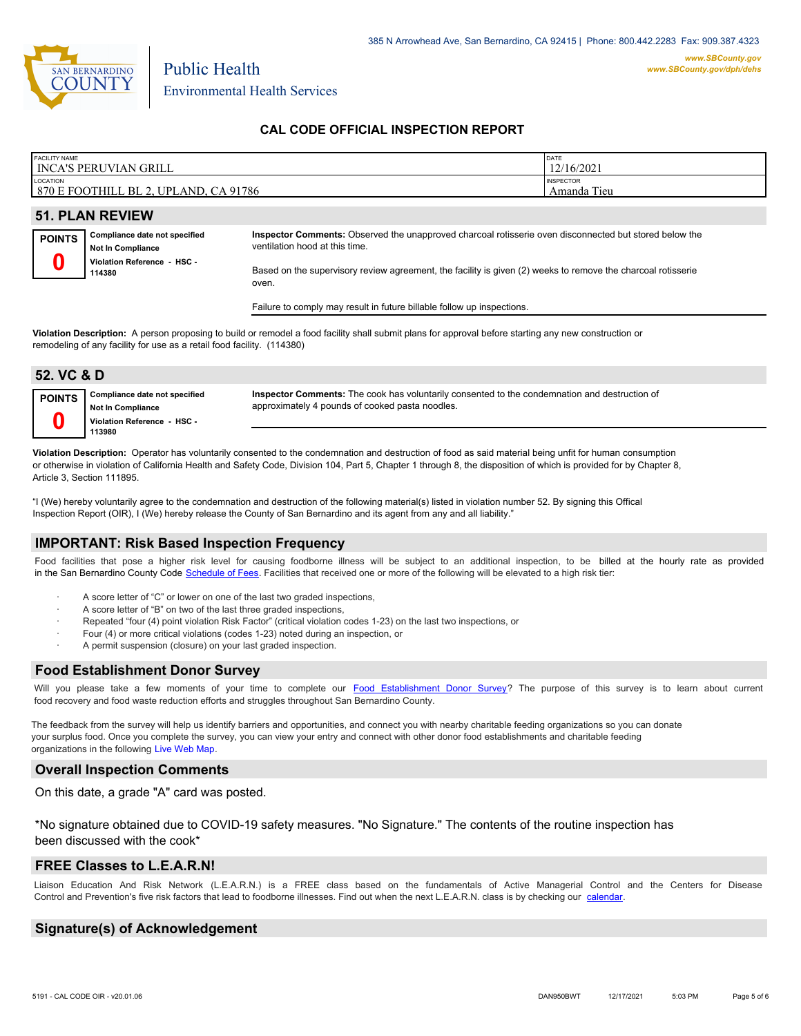# CAL CODE OFFICIAL INSPECTION REPORT

| FACILITY NAME | DATE |
|---|---|
| INCA'S PERUVIAN GRILL | 12/16/2021 |
| LOCATION | INSPECTOR |
| 870 E FOOTHILL BL 2, UPLAND, CA 91786 | Amanda Tieu |

## 51. PLAN REVIEW

**POINTS 0**

**Compliance date not specified**
**Not In Compliance**
**Violation Reference - HSC - 114380**

**Inspector Comments:** Observed the unapproved charcoal rotisserie oven disconnected but stored below the ventilation hood at this time.

Based on the supervisory review agreement, the facility is given (2) weeks to remove the charcoal rotisserie oven.

Failure to comply may result in future billable follow up inspections.

**Violation Description:** A person proposing to build or remodel a food facility shall submit plans for approval before starting any new construction or remodeling of any facility for use as a retail food facility. (114380)

## 52. VC & D

**POINTS 0**

**Compliance date not specified**
**Not In Compliance**
**Violation Reference - HSC - 113980**

**Inspector Comments:** The cook has voluntarily consented to the condemnation and destruction of approximately 4 pounds of cooked pasta noodles.

**Violation Description:** Operator has voluntarily consented to the condemnation and destruction of food as said material being unfit for human consumption or otherwise in violation of California Health and Safety Code, Division 104, Part 5, Chapter 1 through 8, the disposition of which is provided for by Chapter 8, Article 3, Section 111895.

"I (We) hereby voluntarily agree to the condemnation and destruction of the following material(s) listed in violation number 52. By signing this Offical Inspection Report (OIR), I (We) hereby release the County of San Bernardino and its agent from any and all liability."

## IMPORTANT: Risk Based Inspection Frequency

Food facilities that pose a higher risk level for causing foodborne illness will be subject to an additional inspection, to be billed at the hourly rate as provided in the San Bernardino County Code Schedule of Fees. Facilities that received one or more of the following will be elevated to a high risk tier:

- A score letter of "C" or lower on one of the last two graded inspections,
- A score letter of "B" on two of the last three graded inspections,
- Repeated "four (4) point violation Risk Factor" (critical violation codes 1-23) on the last two inspections, or
- Four (4) or more critical violations (codes 1-23) noted during an inspection, or
- A permit suspension (closure) on your last graded inspection.

## Food Establishment Donor Survey

Will you please take a few moments of your time to complete our Food Establishment Donor Survey? The purpose of this survey is to learn about current food recovery and food waste reduction efforts and struggles throughout San Bernardino County.

The feedback from the survey will help us identify barriers and opportunities, and connect you with nearby charitable feeding organizations so you can donate your surplus food. Once you complete the survey, you can view your entry and connect with other donor food establishments and charitable feeding organizations in the following Live Web Map.

## Overall Inspection Comments

On this date, a grade "A" card was posted.

*No signature obtained due to COVID-19 safety measures. "No Signature." The contents of the routine inspection has been discussed with the cook*

## FREE Classes to L.E.A.R.N!

Liaison Education And Risk Network (L.E.A.R.N.) is a FREE class based on the fundamentals of Active Managerial Control and the Centers for Disease Control and Prevention's five risk factors that lead to foodborne illnesses. Find out when the next L.E.A.R.N. class is by checking our calendar.

## Signature(s) of Acknowledgement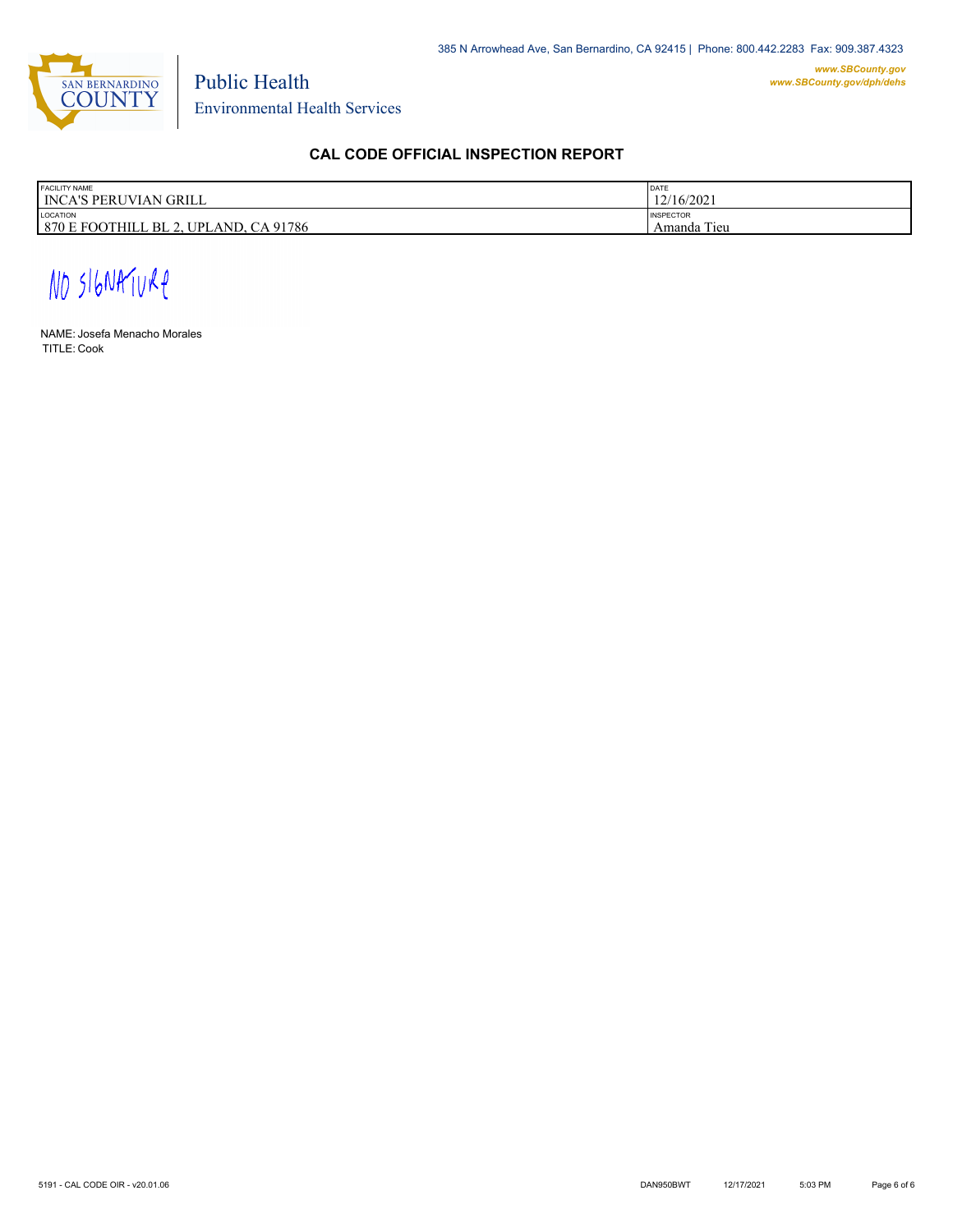385 N Arrowhead Ave, San Bernardino, CA 92415 | Phone: 800.442.2283 Fax: 909.387.4323

SAN BERNARDINO COUNTY

Public Health
Environmental Health Services

*www.SBCounty.gov*
*www.SBCounty.gov/dph/dehs*

### CAL CODE OFFICIAL INSPECTION REPORT

| FACILITY NAME | DATE |
|---|---|
| INCA'S PERUVIAN GRILL | 12/16/2021 |
| **LOCATION** | **INSPECTOR** |
| 870 E FOOTHILL BL 2, UPLAND, CA 91786 | Amanda Tieu |

NO SIGNATURE

NAME: Josefa Menacho Morales
TITLE: Cook

5191 - CAL CODE OIR - v20.01.06    DAN950BWT    12/17/2021    5:03 PM